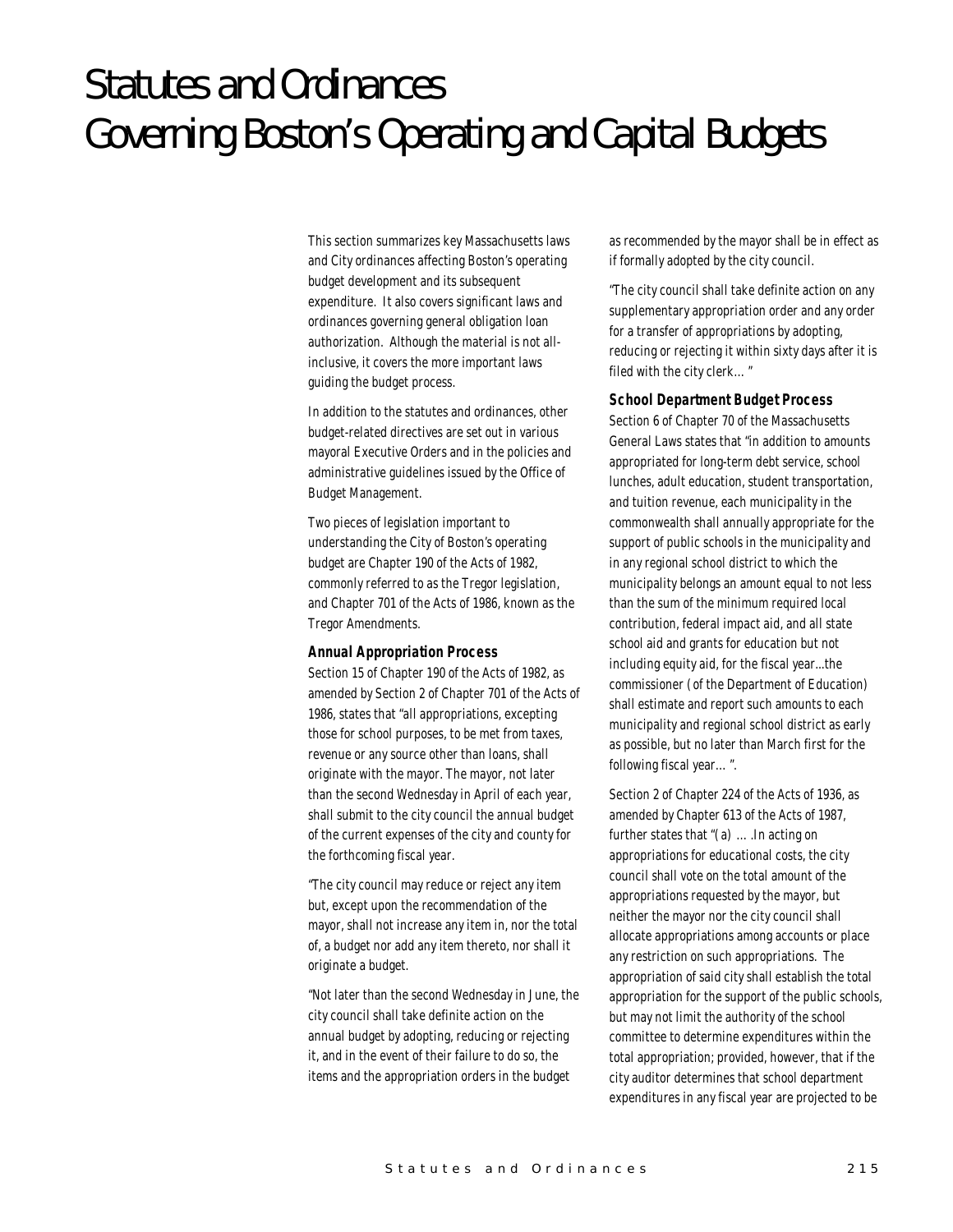# Statutes and Ordinances Governing Boston's Operating and Capital Budgets

This section summarizes key Massachusetts laws and City ordinances affecting Boston's operating budget development and its subsequent expenditure. It also covers significant laws and ordinances governing general obligation loan authorization. Although the material is not all-inclusive, it covers the more important laws guiding the budget process.

In addition to the statutes and ordinances, other budget-related directives are set out in various mayoral Executive Orders and in the policies and administrative guidelines issued by the Office of Budget Management.

Two pieces of legislation important to understanding the City of Boston's operating budget are Chapter 190 of the Acts of 1982, commonly referred to as the Tregor legislation, and Chapter 701 of the Acts of 1986, known as the Tregor Amendments.

### Annual Appropriation Process

Section 15 of Chapter 190 of the Acts of 1982, as amended by Section 2 of Chapter 701 of the Acts of 1986, states that "all appropriations, excepting those for school purposes, to be met from taxes, revenue or any source other than loans, shall originate with the mayor. The mayor, not later than the second Wednesday in April of each year, shall submit to the city council the annual budget of the current expenses of the city and county for the forthcoming fiscal year.

"The city council may reduce or reject any item but, except upon the recommendation of the mayor, shall not increase any item in, nor the total of, a budget nor add any item thereto, nor shall it originate a budget.

"Not later than the second Wednesday in June, the city council shall take definite action on the annual budget by adopting, reducing or rejecting it, and in the event of their failure to do so, the items and the appropriation orders in the budget as recommended by the mayor shall be in effect as if formally adopted by the city council.

"The city council shall take definite action on any supplementary appropriation order and any order for a transfer of appropriations by adopting, reducing or rejecting it within sixty days after it is filed with the city clerk… "

### School Department Budget Process

Section 6 of Chapter 70 of the Massachusetts General Laws states that "in addition to amounts appropriated for long-term debt service, school lunches, adult education, student transportation, and tuition revenue, each municipality in the commonwealth shall annually appropriate for the support of public schools in the municipality and in any regional school district to which the municipality belongs an amount equal to not less than the sum of the minimum required local contribution, federal impact aid, and all state school aid and grants for education but not including equity aid, for the fiscal year...the commissioner (of the Department of Education) shall estimate and report such amounts to each municipality and regional school district as early as possible, but no later than March first for the following fiscal year… ".

Section 2 of Chapter 224 of the Acts of 1936, as amended by Chapter 613 of the Acts of 1987, further states that "(a) … .In acting on appropriations for educational costs, the city council shall vote on the total amount of the appropriations requested by the mayor, but neither the mayor nor the city council shall allocate appropriations among accounts or place any restriction on such appropriations. The appropriation of said city shall establish the total appropriation for the support of the public schools, but may not limit the authority of the school committee to determine expenditures within the total appropriation; provided, however, that if the city auditor determines that school department expenditures in any fiscal year are projected to be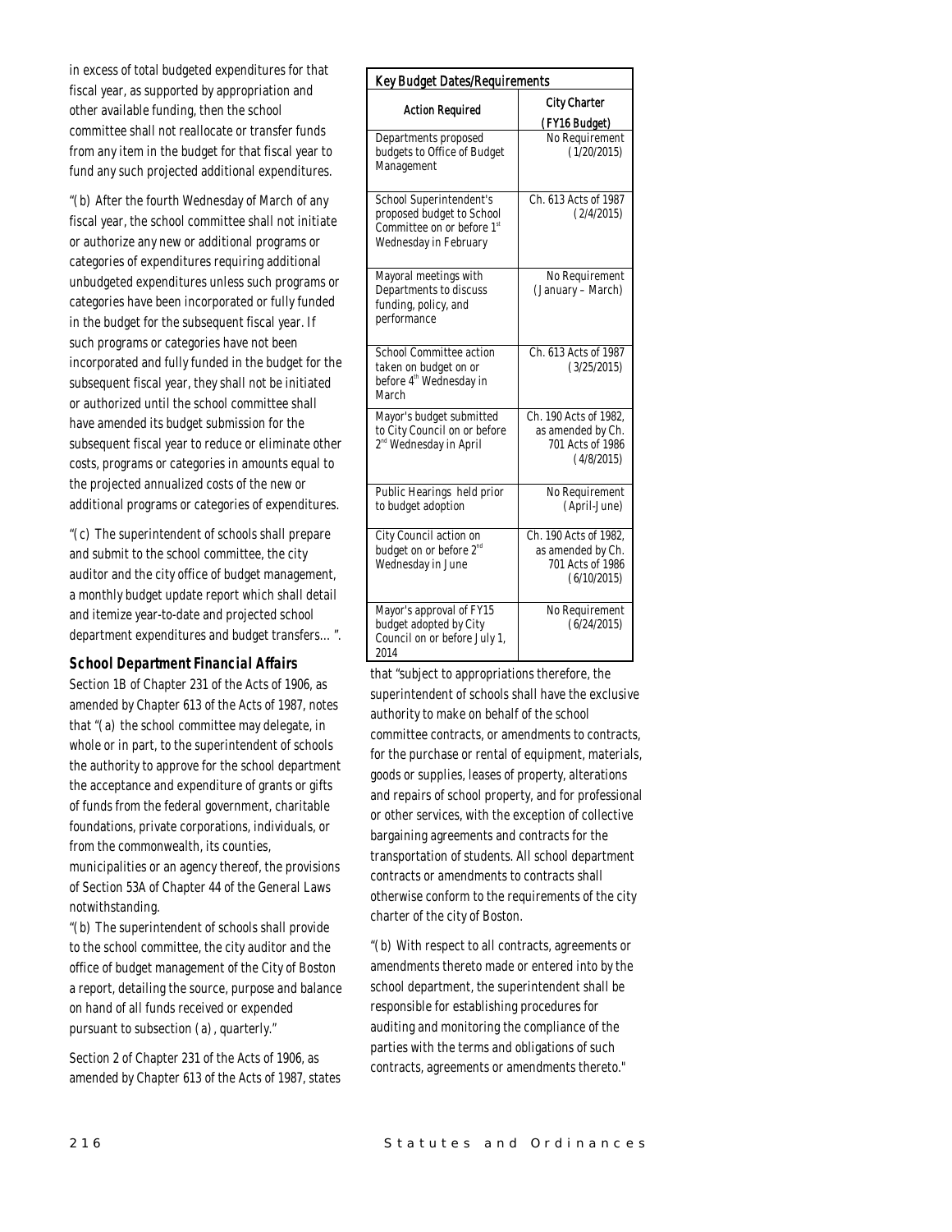in excess of total budgeted expenditures for that fiscal year, as supported by appropriation and other available funding, then the school committee shall not reallocate or transfer funds from any item in the budget for that fiscal year to fund any such projected additional expenditures.

"(b) After the fourth Wednesday of March of any fiscal year, the school committee shall not initiate or authorize any new or additional programs or categories of expenditures requiring additional unbudgeted expenditures unless such programs or categories have been incorporated or fully funded in the budget for the subsequent fiscal year. If such programs or categories have not been incorporated and fully funded in the budget for the subsequent fiscal year, they shall not be initiated or authorized until the school committee shall have amended its budget submission for the subsequent fiscal year to reduce or eliminate other costs, programs or categories in amounts equal to the projected annualized costs of the new or additional programs or categories of expenditures.

"(c) The superintendent of schools shall prepare and submit to the school committee, the city auditor and the city office of budget management, a monthly budget update report which shall detail and itemize year-to-date and projected school department expenditures and budget transfers… ".

### School Department Financial Affairs

Section 1B of Chapter 231 of the Acts of 1906, as amended by Chapter 613 of the Acts of 1987, notes that "(a) the school committee may delegate, in whole or in part, to the superintendent of schools the authority to approve for the school department the acceptance and expenditure of grants or gifts of funds from the federal government, charitable foundations, private corporations, individuals, or from the commonwealth, its counties, municipalities or an agency thereof, the provisions of Section 53A of Chapter 44 of the General Laws notwithstanding.

"(b) The superintendent of schools shall provide to the school committee, the city auditor and the office of budget management of the City of Boston a report, detailing the source, purpose and balance on hand of all funds received or expended pursuant to subsection (a), quarterly."

Section 2 of Chapter 231 of the Acts of 1906, as amended by Chapter 613 of the Acts of 1987, states that "subject to appropriations therefore, the superintendent of schools shall have the exclusive authority to make on behalf of the school committee contracts, or amendments to contracts, for the purchase or rental of equipment, materials, goods or supplies, leases of property, alterations and repairs of school property, and for professional or other services, with the exception of collective bargaining agreements and contracts for the transportation of students. All school department contracts or amendments to contracts shall otherwise conform to the requirements of the city charter of the city of Boston.

"(b) With respect to all contracts, agreements or amendments thereto made or entered into by the school department, the superintendent shall be responsible for establishing procedures for auditing and monitoring the compliance of the parties with the terms and obligations of such contracts, agreements or amendments thereto."

| Key Budget Dates/Requirements | |
|---|---|
| **Action Required** | **City Charter (FY16 Budget)** |
| Departments proposed budgets to Office of Budget Management | No Requirement (1/20/2015) |
| School Superintendent's proposed budget to School Committee on or before 1st Wednesday in February | Ch. 613 Acts of 1987 (2/4/2015) |
| Mayoral meetings with Departments to discuss funding, policy, and performance | No Requirement (January – March) |
| School Committee action taken on budget on or before 4th Wednesday in March | Ch. 613 Acts of 1987 (3/25/2015) |
| Mayor's budget submitted to City Council on or before 2nd Wednesday in April | Ch. 190 Acts of 1982, as amended by Ch. 701 Acts of 1986 (4/8/2015) |
| Public Hearings held prior to budget adoption | No Requirement (April-June) |
| City Council action on budget on or before 2nd Wednesday in June | Ch. 190 Acts of 1982, as amended by Ch. 701 Acts of 1986 (6/10/2015) |
| Mayor's approval of FY15 budget adopted by City Council on or before July 1, 2014 | No Requirement (6/24/2015) |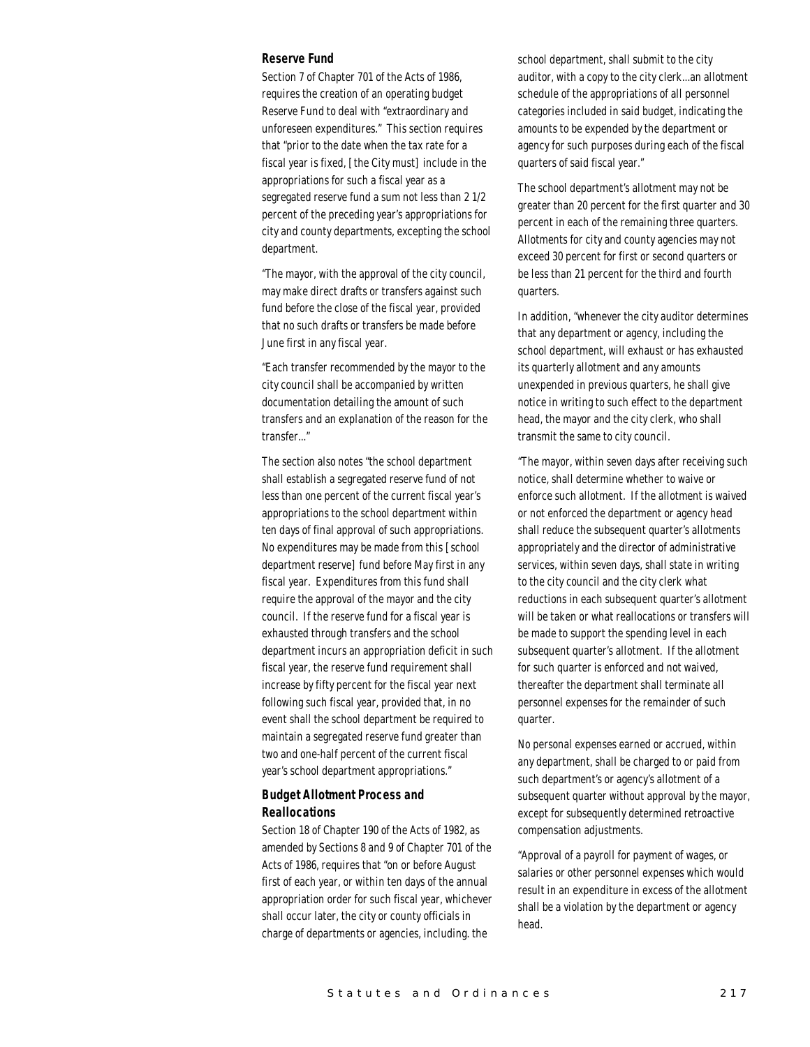### Reserve Fund

Section 7 of Chapter 701 of the Acts of 1986, requires the creation of an operating budget Reserve Fund to deal with "extraordinary and unforeseen expenditures." This section requires that "prior to the date when the tax rate for a fiscal year is fixed, [the City must] include in the appropriations for such a fiscal year as a segregated reserve fund a sum not less than 2 1/2 percent of the preceding year's appropriations for city and county departments, excepting the school department.

"The mayor, with the approval of the city council, may make direct drafts or transfers against such fund before the close of the fiscal year, provided that no such drafts or transfers be made before June first in any fiscal year.

"Each transfer recommended by the mayor to the city council shall be accompanied by written documentation detailing the amount of such transfers and an explanation of the reason for the transfer..."

The section also notes "the school department shall establish a segregated reserve fund of not less than one percent of the current fiscal year's appropriations to the school department within ten days of final approval of such appropriations. No expenditures may be made from this [school department reserve] fund before May first in any fiscal year. Expenditures from this fund shall require the approval of the mayor and the city council. If the reserve fund for a fiscal year is exhausted through transfers and the school department incurs an appropriation deficit in such fiscal year, the reserve fund requirement shall increase by fifty percent for the fiscal year next following such fiscal year, provided that, in no event shall the school department be required to maintain a segregated reserve fund greater than two and one-half percent of the current fiscal year's school department appropriations."

### Budget Allotment Process and Reallocations

Section 18 of Chapter 190 of the Acts of 1982, as amended by Sections 8 and 9 of Chapter 701 of the Acts of 1986, requires that "on or before August first of each year, or within ten days of the annual appropriation order for such fiscal year, whichever shall occur later, the city or county officials in charge of departments or agencies, including. the school department, shall submit to the city auditor, with a copy to the city clerk...an allotment schedule of the appropriations of all personnel categories included in said budget, indicating the amounts to be expended by the department or agency for such purposes during each of the fiscal quarters of said fiscal year."

The school department's allotment may not be greater than 20 percent for the first quarter and 30 percent in each of the remaining three quarters. Allotments for city and county agencies may not exceed 30 percent for first or second quarters or be less than 21 percent for the third and fourth quarters.

In addition, "whenever the city auditor determines that any department or agency, including the school department, will exhaust or has exhausted its quarterly allotment and any amounts unexpended in previous quarters, he shall give notice in writing to such effect to the department head, the mayor and the city clerk, who shall transmit the same to city council.

"The mayor, within seven days after receiving such notice, shall determine whether to waive or enforce such allotment. If the allotment is waived or not enforced the department or agency head shall reduce the subsequent quarter's allotments appropriately and the director of administrative services, within seven days, shall state in writing to the city council and the city clerk what reductions in each subsequent quarter's allotment will be taken or what reallocations or transfers will be made to support the spending level in each subsequent quarter's allotment. If the allotment for such quarter is enforced and not waived, thereafter the department shall terminate all personnel expenses for the remainder of such quarter.

No personal expenses earned or accrued, within any department, shall be charged to or paid from such department's or agency's allotment of a subsequent quarter without approval by the mayor, except for subsequently determined retroactive compensation adjustments.

"Approval of a payroll for payment of wages, or salaries or other personnel expenses which would result in an expenditure in excess of the allotment shall be a violation by the department or agency head.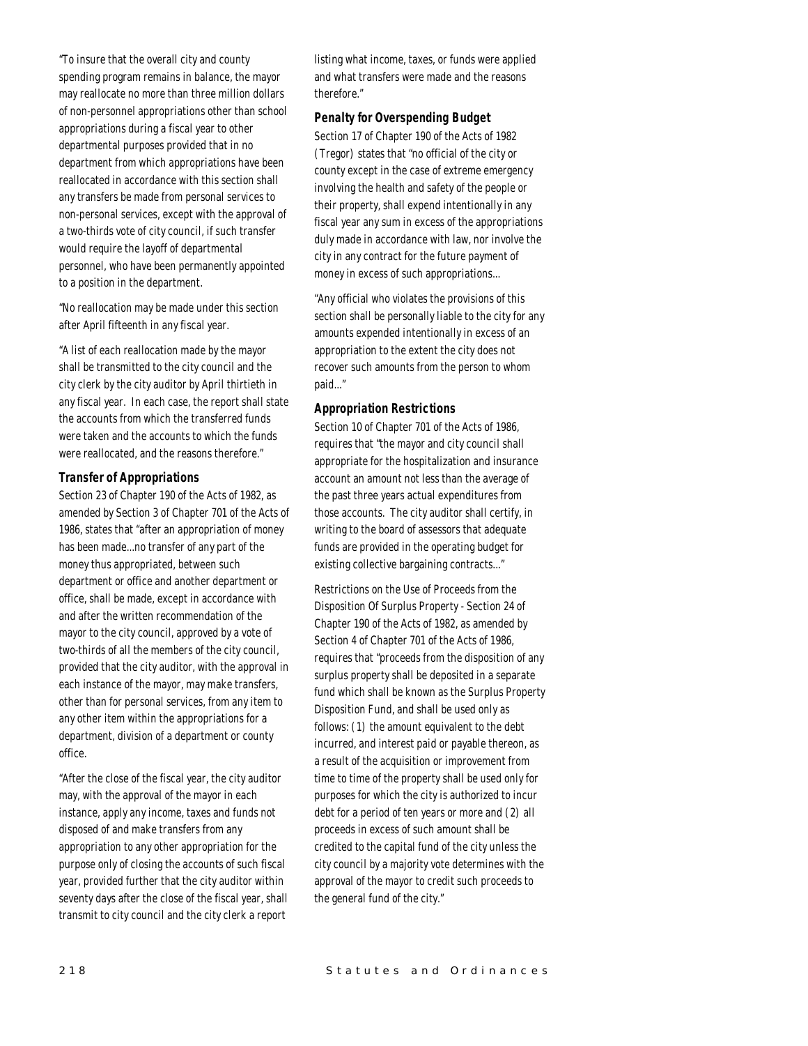"To insure that the overall city and county spending program remains in balance, the mayor may reallocate no more than three million dollars of non-personnel appropriations other than school appropriations during a fiscal year to other departmental purposes provided that in no department from which appropriations have been reallocated in accordance with this section shall any transfers be made from personal services to non-personal services, except with the approval of a two-thirds vote of city council, if such transfer would require the layoff of departmental personnel, who have been permanently appointed to a position in the department.

"No reallocation may be made under this section after April fifteenth in any fiscal year.

"A list of each reallocation made by the mayor shall be transmitted to the city council and the city clerk by the city auditor by April thirtieth in any fiscal year. In each case, the report shall state the accounts from which the transferred funds were taken and the accounts to which the funds were reallocated, and the reasons therefore."

### Transfer of Appropriations

Section 23 of Chapter 190 of the Acts of 1982, as amended by Section 3 of Chapter 701 of the Acts of 1986, states that "after an appropriation of money has been made...no transfer of any part of the money thus appropriated, between such department or office and another department or office, shall be made, except in accordance with and after the written recommendation of the mayor to the city council, approved by a vote of two-thirds of all the members of the city council, provided that the city auditor, with the approval in each instance of the mayor, may make transfers, other than for personal services, from any item to any other item within the appropriations for a department, division of a department or county office.

"After the close of the fiscal year, the city auditor may, with the approval of the mayor in each instance, apply any income, taxes and funds not disposed of and make transfers from any appropriation to any other appropriation for the purpose only of closing the accounts of such fiscal year, provided further that the city auditor within seventy days after the close of the fiscal year, shall transmit to city council and the city clerk a report listing what income, taxes, or funds were applied and what transfers were made and the reasons therefore."

### Penalty for Overspending Budget

Section 17 of Chapter 190 of the Acts of 1982 (Tregor) states that "no official of the city or county except in the case of extreme emergency involving the health and safety of the people or their property, shall expend intentionally in any fiscal year any sum in excess of the appropriations duly made in accordance with law, nor involve the city in any contract for the future payment of money in excess of such appropriations...

"Any official who violates the provisions of this section shall be personally liable to the city for any amounts expended intentionally in excess of an appropriation to the extent the city does not recover such amounts from the person to whom paid..."

### Appropriation Restrictions

Section 10 of Chapter 701 of the Acts of 1986, requires that "the mayor and city council shall appropriate for the hospitalization and insurance account an amount not less than the average of the past three years actual expenditures from those accounts. The city auditor shall certify, in writing to the board of assessors that adequate funds are provided in the operating budget for existing collective bargaining contracts..."

Restrictions on the Use of Proceeds from the Disposition Of Surplus Property - Section 24 of Chapter 190 of the Acts of 1982, as amended by Section 4 of Chapter 701 of the Acts of 1986, requires that "proceeds from the disposition of any surplus property shall be deposited in a separate fund which shall be known as the Surplus Property Disposition Fund, and shall be used only as follows: (1) the amount equivalent to the debt incurred, and interest paid or payable thereon, as a result of the acquisition or improvement from time to time of the property shall be used only for purposes for which the city is authorized to incur debt for a period of ten years or more and (2) all proceeds in excess of such amount shall be credited to the capital fund of the city unless the city council by a majority vote determines with the approval of the mayor to credit such proceeds to the general fund of the city."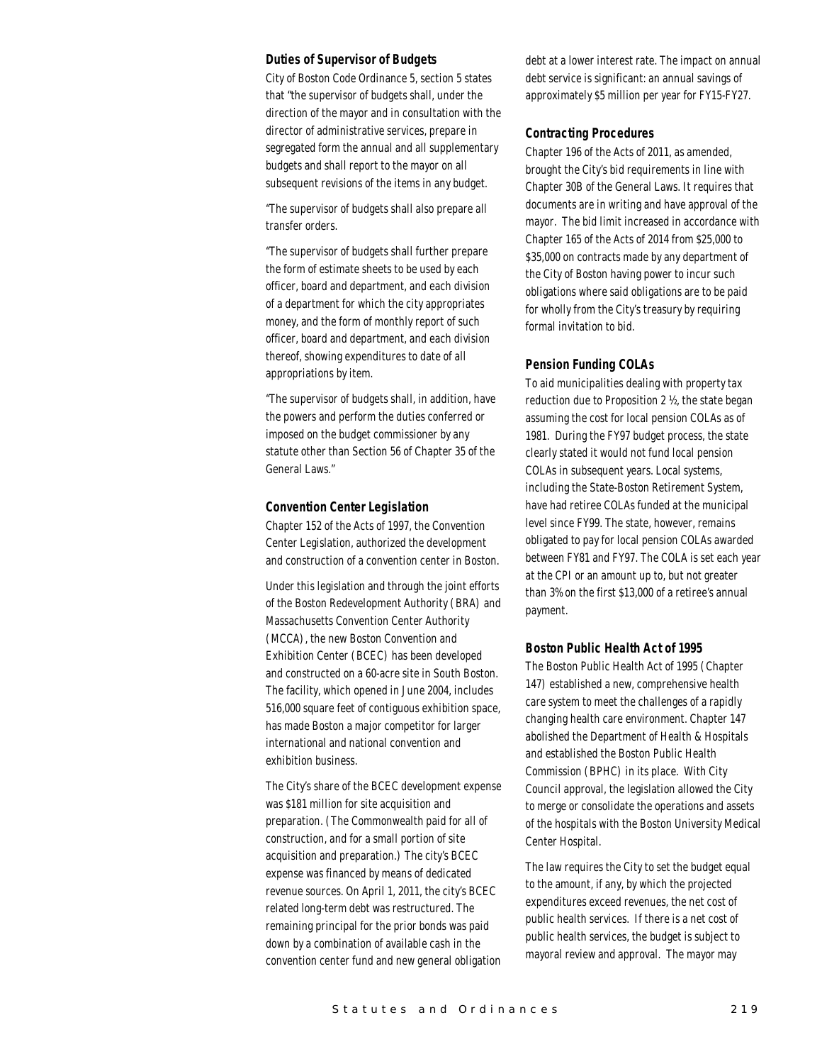### Duties of Supervisor of Budgets

City of Boston Code Ordinance 5, section 5 states that "the supervisor of budgets shall, under the direction of the mayor and in consultation with the director of administrative services, prepare in segregated form the annual and all supplementary budgets and shall report to the mayor on all subsequent revisions of the items in any budget.

"The supervisor of budgets shall also prepare all transfer orders.

"The supervisor of budgets shall further prepare the form of estimate sheets to be used by each officer, board and department, and each division of a department for which the city appropriates money, and the form of monthly report of such officer, board and department, and each division thereof, showing expenditures to date of all appropriations by item.

"The supervisor of budgets shall, in addition, have the powers and perform the duties conferred or imposed on the budget commissioner by any statute other than Section 56 of Chapter 35 of the General Laws."

### Convention Center Legislation

Chapter 152 of the Acts of 1997, the Convention Center Legislation, authorized the development and construction of a convention center in Boston.

Under this legislation and through the joint efforts of the Boston Redevelopment Authority (BRA) and Massachusetts Convention Center Authority (MCCA), the new Boston Convention and Exhibition Center (BCEC) has been developed and constructed on a 60-acre site in South Boston. The facility, which opened in June 2004, includes 516,000 square feet of contiguous exhibition space, has made Boston a major competitor for larger international and national convention and exhibition business.

The City's share of the BCEC development expense was $181 million for site acquisition and preparation. (The Commonwealth paid for all of construction, and for a small portion of site acquisition and preparation.) The city's BCEC expense was financed by means of dedicated revenue sources. On April 1, 2011, the city's BCEC related long-term debt was restructured. The remaining principal for the prior bonds was paid down by a combination of available cash in the convention center fund and new general obligation debt at a lower interest rate. The impact on annual debt service is significant: an annual savings of approximately $5 million per year for FY15-FY27.

### Contracting Procedures

Chapter 196 of the Acts of 2011, as amended, brought the City's bid requirements in line with Chapter 30B of the General Laws. It requires that documents are in writing and have approval of the mayor. The bid limit increased in accordance with Chapter 165 of the Acts of 2014 from $25,000 to $35,000 on contracts made by any department of the City of Boston having power to incur such obligations where said obligations are to be paid for wholly from the City's treasury by requiring formal invitation to bid.

### Pension Funding COLAs

To aid municipalities dealing with property tax reduction due to Proposition 2 ½, the state began assuming the cost for local pension COLAs as of 1981. During the FY97 budget process, the state clearly stated it would not fund local pension COLAs in subsequent years. Local systems, including the State-Boston Retirement System, have had retiree COLAs funded at the municipal level since FY99. The state, however, remains obligated to pay for local pension COLAs awarded between FY81 and FY97. The COLA is set each year at the CPI or an amount up to, but not greater than 3% on the first $13,000 of a retiree's annual payment.

### Boston Public Health Act of 1995

The Boston Public Health Act of 1995 (Chapter 147) established a new, comprehensive health care system to meet the challenges of a rapidly changing health care environment. Chapter 147 abolished the Department of Health & Hospitals and established the Boston Public Health Commission (BPHC) in its place. With City Council approval, the legislation allowed the City to merge or consolidate the operations and assets of the hospitals with the Boston University Medical Center Hospital.

The law requires the City to set the budget equal to the amount, if any, by which the projected expenditures exceed revenues, the net cost of public health services. If there is a net cost of public health services, the budget is subject to mayoral review and approval. The mayor may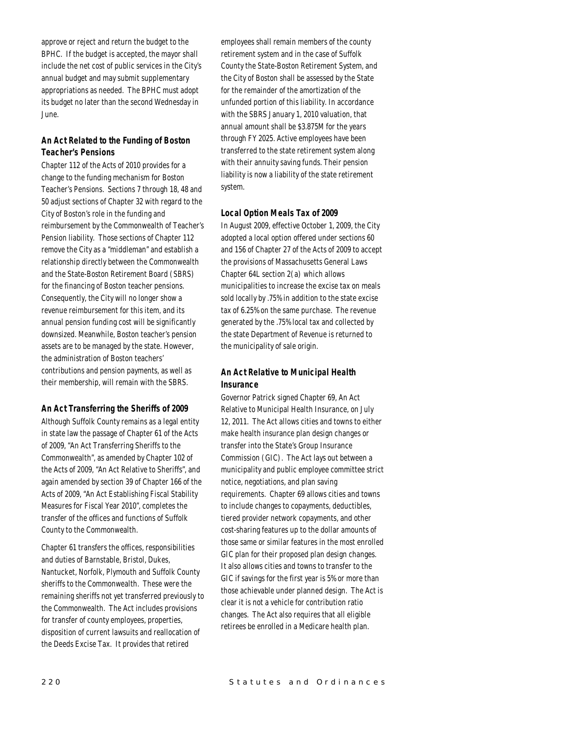approve or reject and return the budget to the BPHC. If the budget is accepted, the mayor shall include the net cost of public services in the City's annual budget and may submit supplementary appropriations as needed. The BPHC must adopt its budget no later than the second Wednesday in June.

### *An Act Related to the Funding of Boston Teacher's Pensions*

Chapter 112 of the Acts of 2010 provides for a change to the funding mechanism for Boston Teacher's Pensions. Sections 7 through 18, 48 and 50 adjust sections of Chapter 32 with regard to the City of Boston's role in the funding and reimbursement by the Commonwealth of Teacher's Pension liability. Those sections of Chapter 112 remove the City as a "middleman" and establish a relationship directly between the Commonwealth and the State-Boston Retirement Board (SBRS) for the financing of Boston teacher pensions. Consequently, the City will no longer show a revenue reimbursement for this item, and its annual pension funding cost will be significantly downsized. Meanwhile, Boston teacher's pension assets are to be managed by the state. However, the administration of Boston teachers' contributions and pension payments, as well as their membership, will remain with the SBRS.

### *An Act Transferring the Sheriffs of 2009*

Although Suffolk County remains as a legal entity in state law the passage of Chapter 61 of the Acts of 2009, "An Act Transferring Sheriffs to the Commonwealth", as amended by Chapter 102 of the Acts of 2009, "An Act Relative to Sheriffs", and again amended by section 39 of Chapter 166 of the Acts of 2009, "An Act Establishing Fiscal Stability Measures for Fiscal Year 2010", completes the transfer of the offices and functions of Suffolk County to the Commonwealth.

Chapter 61 transfers the offices, responsibilities and duties of Barnstable, Bristol, Dukes, Nantucket, Norfolk, Plymouth and Suffolk County sheriffs to the Commonwealth. These were the remaining sheriffs not yet transferred previously to the Commonwealth. The Act includes provisions for transfer of county employees, properties, disposition of current lawsuits and reallocation of the Deeds Excise Tax. It provides that retired employees shall remain members of the county retirement system and in the case of Suffolk County the State-Boston Retirement System, and the City of Boston shall be assessed by the State for the remainder of the amortization of the unfunded portion of this liability. In accordance with the SBRS January 1, 2010 valuation, that annual amount shall be $3.875M for the years through FY 2025. Active employees have been transferred to the state retirement system along with their annuity saving funds. Their pension liability is now a liability of the state retirement system.

### *Local Option Meals Tax of 2009*

In August 2009, effective October 1, 2009, the City adopted a local option offered under sections 60 and 156 of Chapter 27 of the Acts of 2009 to accept the provisions of Massachusetts General Laws Chapter 64L section 2(a) which allows municipalities to increase the excise tax on meals sold locally by .75% in addition to the state excise tax of 6.25% on the same purchase. The revenue generated by the .75% local tax and collected by the state Department of Revenue is returned to the municipality of sale origin.

### *An Act Relative to Municipal Health Insurance*

Governor Patrick signed Chapter 69, An Act Relative to Municipal Health Insurance, on July 12, 2011. The Act allows cities and towns to either make health insurance plan design changes or transfer into the State's Group Insurance Commission (GIC). The Act lays out between a municipality and public employee committee strict notice, negotiations, and plan saving requirements. Chapter 69 allows cities and towns to include changes to copayments, deductibles, tiered provider network copayments, and other cost-sharing features up to the dollar amounts of those same or similar features in the most enrolled GIC plan for their proposed plan design changes. It also allows cities and towns to transfer to the GIC if savings for the first year is 5% or more than those achievable under planned design. The Act is clear it is not a vehicle for contribution ratio changes. The Act also requires that all eligible retirees be enrolled in a Medicare health plan.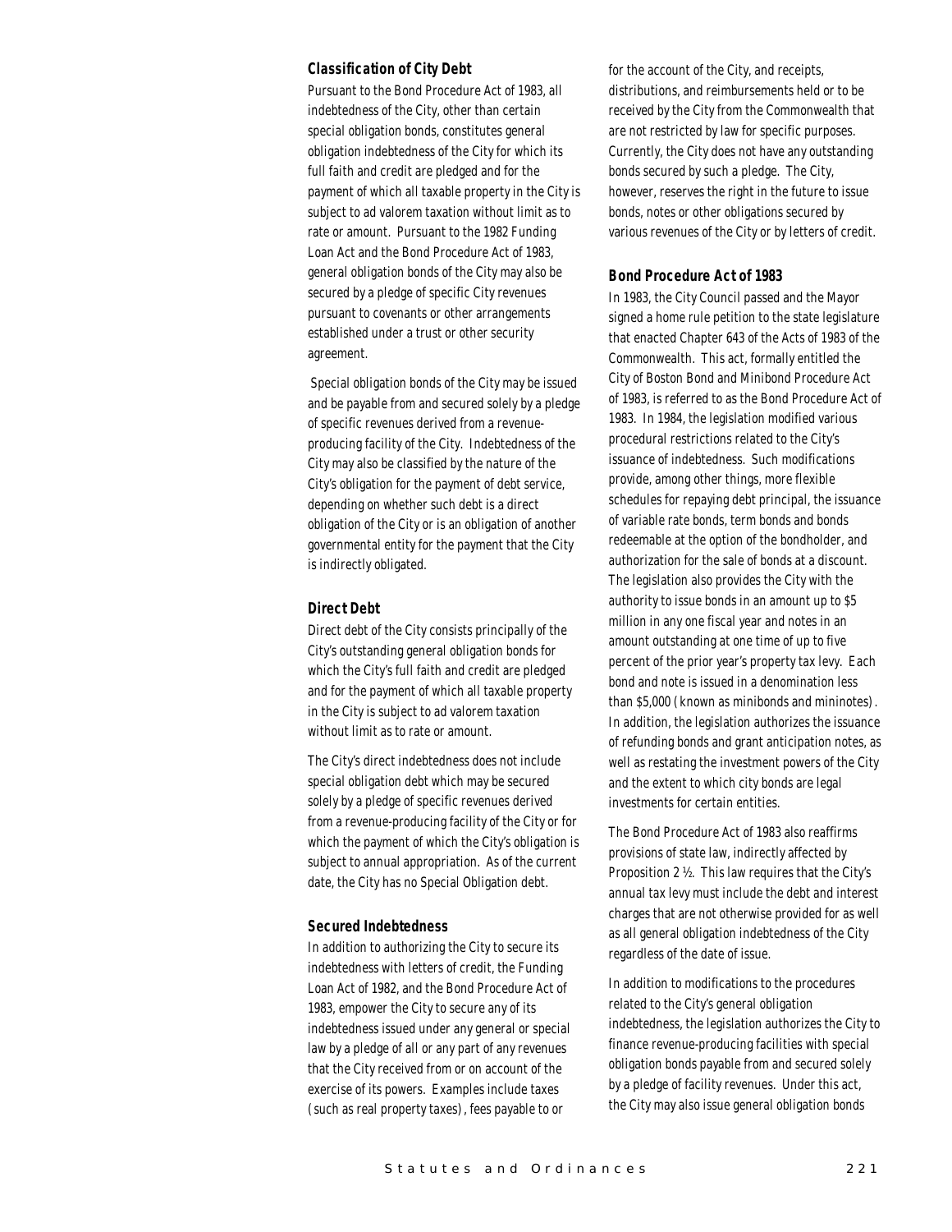### Classification of City Debt

Pursuant to the Bond Procedure Act of 1983, all indebtedness of the City, other than certain special obligation bonds, constitutes general obligation indebtedness of the City for which its full faith and credit are pledged and for the payment of which all taxable property in the City is subject to ad valorem taxation without limit as to rate or amount. Pursuant to the 1982 Funding Loan Act and the Bond Procedure Act of 1983, general obligation bonds of the City may also be secured by a pledge of specific City revenues pursuant to covenants or other arrangements established under a trust or other security agreement.

Special obligation bonds of the City may be issued and be payable from and secured solely by a pledge of specific revenues derived from a revenue-producing facility of the City. Indebtedness of the City may also be classified by the nature of the City's obligation for the payment of debt service, depending on whether such debt is a direct obligation of the City or is an obligation of another governmental entity for the payment that the City is indirectly obligated.

### Direct Debt

Direct debt of the City consists principally of the City's outstanding general obligation bonds for which the City's full faith and credit are pledged and for the payment of which all taxable property in the City is subject to ad valorem taxation without limit as to rate or amount.

The City's direct indebtedness does not include special obligation debt which may be secured solely by a pledge of specific revenues derived from a revenue-producing facility of the City or for which the payment of which the City's obligation is subject to annual appropriation. As of the current date, the City has no Special Obligation debt.

### Secured Indebtedness

In addition to authorizing the City to secure its indebtedness with letters of credit, the Funding Loan Act of 1982, and the Bond Procedure Act of 1983, empower the City to secure any of its indebtedness issued under any general or special law by a pledge of all or any part of any revenues that the City received from or on account of the exercise of its powers. Examples include taxes (such as real property taxes), fees payable to or for the account of the City, and receipts, distributions, and reimbursements held or to be received by the City from the Commonwealth that are not restricted by law for specific purposes. Currently, the City does not have any outstanding bonds secured by such a pledge. The City, however, reserves the right in the future to issue bonds, notes or other obligations secured by various revenues of the City or by letters of credit.

### Bond Procedure Act of 1983

In 1983, the City Council passed and the Mayor signed a home rule petition to the state legislature that enacted Chapter 643 of the Acts of 1983 of the Commonwealth. This act, formally entitled the City of Boston Bond and Minibond Procedure Act of 1983, is referred to as the Bond Procedure Act of 1983. In 1984, the legislation modified various procedural restrictions related to the City's issuance of indebtedness. Such modifications provide, among other things, more flexible schedules for repaying debt principal, the issuance of variable rate bonds, term bonds and bonds redeemable at the option of the bondholder, and authorization for the sale of bonds at a discount. The legislation also provides the City with the authority to issue bonds in an amount up to $5 million in any one fiscal year and notes in an amount outstanding at one time of up to five percent of the prior year's property tax levy. Each bond and note is issued in a denomination less than $5,000 (known as minibonds and mininotes). In addition, the legislation authorizes the issuance of refunding bonds and grant anticipation notes, as well as restating the investment powers of the City and the extent to which city bonds are legal investments for certain entities.

The Bond Procedure Act of 1983 also reaffirms provisions of state law, indirectly affected by Proposition 2 ½. This law requires that the City's annual tax levy must include the debt and interest charges that are not otherwise provided for as well as all general obligation indebtedness of the City regardless of the date of issue.

In addition to modifications to the procedures related to the City's general obligation indebtedness, the legislation authorizes the City to finance revenue-producing facilities with special obligation bonds payable from and secured solely by a pledge of facility revenues. Under this act, the City may also issue general obligation bonds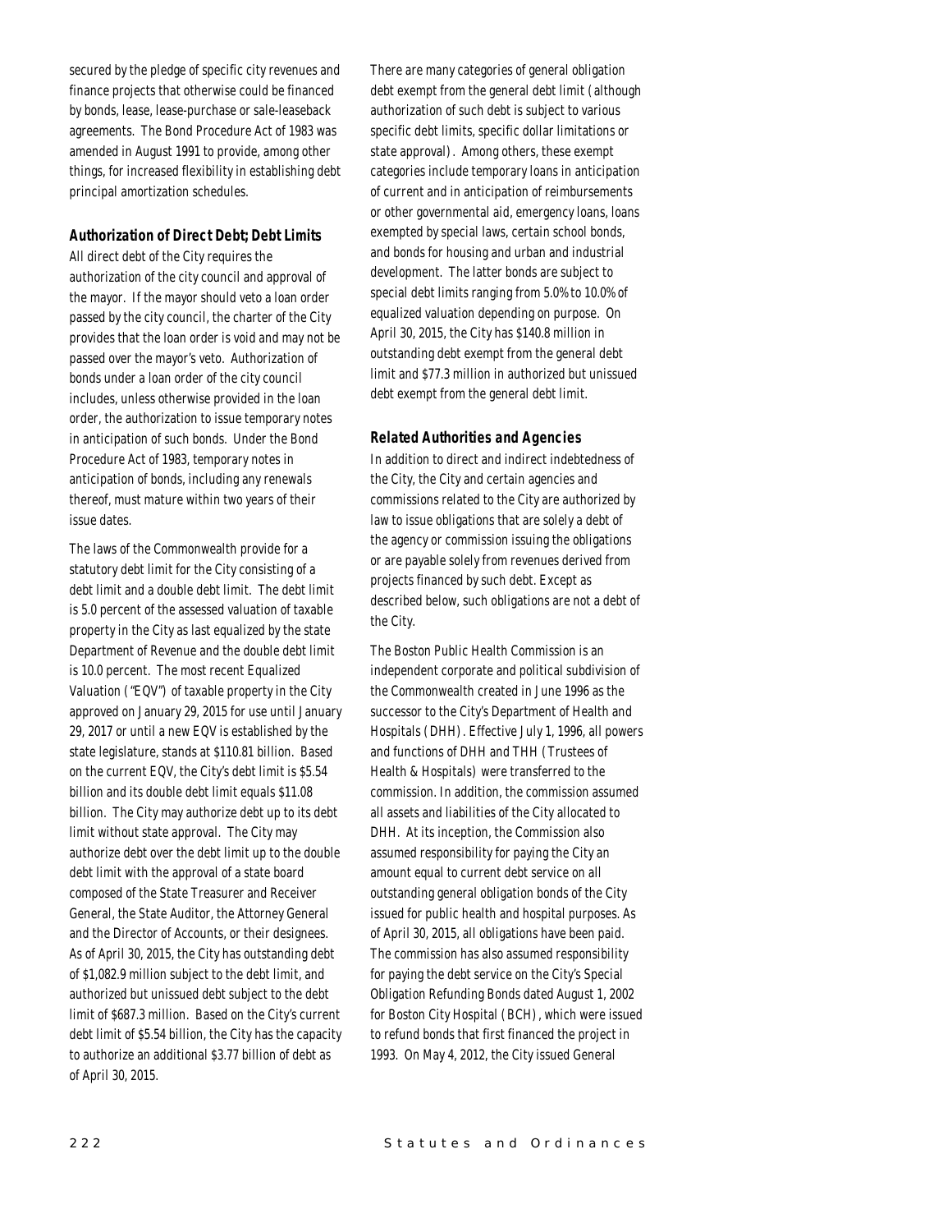secured by the pledge of specific city revenues and finance projects that otherwise could be financed by bonds, lease, lease-purchase or sale-leaseback agreements. The Bond Procedure Act of 1983 was amended in August 1991 to provide, among other things, for increased flexibility in establishing debt principal amortization schedules.

### *Authorization of Direct Debt; Debt Limits*

All direct debt of the City requires the authorization of the city council and approval of the mayor. If the mayor should veto a loan order passed by the city council, the charter of the City provides that the loan order is void and may not be passed over the mayor's veto. Authorization of bonds under a loan order of the city council includes, unless otherwise provided in the loan order, the authorization to issue temporary notes in anticipation of such bonds. Under the Bond Procedure Act of 1983, temporary notes in anticipation of bonds, including any renewals thereof, must mature within two years of their issue dates.

The laws of the Commonwealth provide for a statutory debt limit for the City consisting of a debt limit and a double debt limit. The debt limit is 5.0 percent of the assessed valuation of taxable property in the City as last equalized by the state Department of Revenue and the double debt limit is 10.0 percent. The most recent Equalized Valuation ("EQV") of taxable property in the City approved on January 29, 2015 for use until January 29, 2017 or until a new EQV is established by the state legislature, stands at $110.81 billion. Based on the current EQV, the City's debt limit is $5.54 billion and its double debt limit equals $11.08 billion. The City may authorize debt up to its debt limit without state approval. The City may authorize debt over the debt limit up to the double debt limit with the approval of a state board composed of the State Treasurer and Receiver General, the State Auditor, the Attorney General and the Director of Accounts, or their designees. As of April 30, 2015, the City has outstanding debt of $1,082.9 million subject to the debt limit, and authorized but unissued debt subject to the debt limit of $687.3 million. Based on the City's current debt limit of $5.54 billion, the City has the capacity to authorize an additional $3.77 billion of debt as of April 30, 2015.

There are many categories of general obligation debt exempt from the general debt limit (although authorization of such debt is subject to various specific debt limits, specific dollar limitations or state approval). Among others, these exempt categories include temporary loans in anticipation of current and in anticipation of reimbursements or other governmental aid, emergency loans, loans exempted by special laws, certain school bonds, and bonds for housing and urban and industrial development. The latter bonds are subject to special debt limits ranging from 5.0% to 10.0% of equalized valuation depending on purpose. On April 30, 2015, the City has $140.8 million in outstanding debt exempt from the general debt limit and $77.3 million in authorized but unissued debt exempt from the general debt limit.

### *Related Authorities and Agencies*

In addition to direct and indirect indebtedness of the City, the City and certain agencies and commissions related to the City are authorized by law to issue obligations that are solely a debt of the agency or commission issuing the obligations or are payable solely from revenues derived from projects financed by such debt. Except as described below, such obligations are not a debt of the City.

The Boston Public Health Commission is an independent corporate and political subdivision of the Commonwealth created in June 1996 as the successor to the City's Department of Health and Hospitals (DHH). Effective July 1, 1996, all powers and functions of DHH and THH (Trustees of Health & Hospitals) were transferred to the commission. In addition, the commission assumed all assets and liabilities of the City allocated to DHH. At its inception, the Commission also assumed responsibility for paying the City an amount equal to current debt service on all outstanding general obligation bonds of the City issued for public health and hospital purposes. As of April 30, 2015, all obligations have been paid. The commission has also assumed responsibility for paying the debt service on the City's Special Obligation Refunding Bonds dated August 1, 2002 for Boston City Hospital (BCH), which were issued to refund bonds that first financed the project in 1993. On May 4, 2012, the City issued General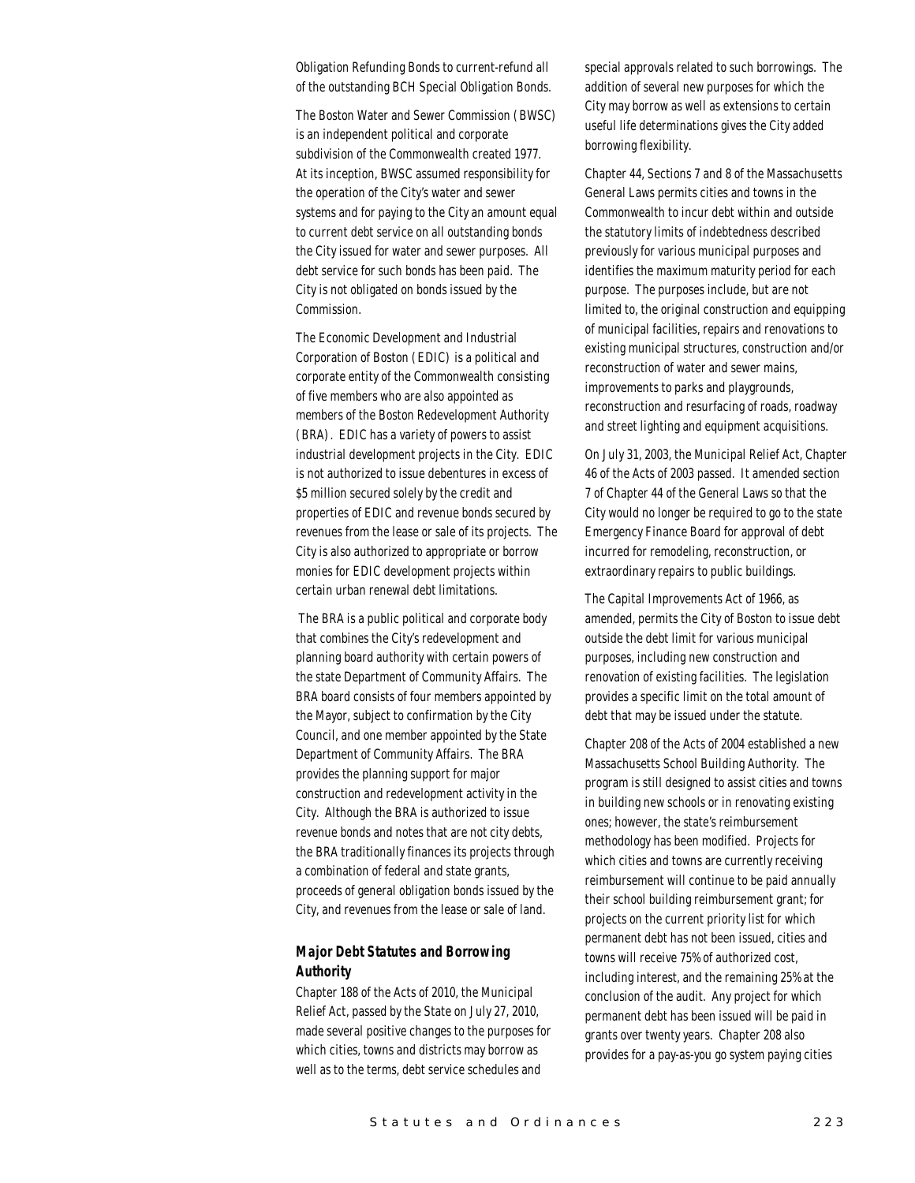Obligation Refunding Bonds to current-refund all of the outstanding BCH Special Obligation Bonds.

The Boston Water and Sewer Commission (BWSC) is an independent political and corporate subdivision of the Commonwealth created 1977. At its inception, BWSC assumed responsibility for the operation of the City's water and sewer systems and for paying to the City an amount equal to current debt service on all outstanding bonds the City issued for water and sewer purposes. All debt service for such bonds has been paid. The City is not obligated on bonds issued by the Commission.

The Economic Development and Industrial Corporation of Boston (EDIC) is a political and corporate entity of the Commonwealth consisting of five members who are also appointed as members of the Boston Redevelopment Authority (BRA). EDIC has a variety of powers to assist industrial development projects in the City. EDIC is not authorized to issue debentures in excess of \$5 million secured solely by the credit and properties of EDIC and revenue bonds secured by revenues from the lease or sale of its projects. The City is also authorized to appropriate or borrow monies for EDIC development projects within certain urban renewal debt limitations.

The BRA is a public political and corporate body that combines the City's redevelopment and planning board authority with certain powers of the state Department of Community Affairs. The BRA board consists of four members appointed by the Mayor, subject to confirmation by the City Council, and one member appointed by the State Department of Community Affairs. The BRA provides the planning support for major construction and redevelopment activity in the City. Although the BRA is authorized to issue revenue bonds and notes that are not city debts, the BRA traditionally finances its projects through a combination of federal and state grants, proceeds of general obligation bonds issued by the City, and revenues from the lease or sale of land.

### Major Debt Statutes and Borrowing Authority

Chapter 188 of the Acts of 2010, the Municipal Relief Act, passed by the State on July 27, 2010, made several positive changes to the purposes for which cities, towns and districts may borrow as well as to the terms, debt service schedules and special approvals related to such borrowings. The addition of several new purposes for which the City may borrow as well as extensions to certain useful life determinations gives the City added borrowing flexibility.

Chapter 44, Sections 7 and 8 of the Massachusetts General Laws permits cities and towns in the Commonwealth to incur debt within and outside the statutory limits of indebtedness described previously for various municipal purposes and identifies the maximum maturity period for each purpose. The purposes include, but are not limited to, the original construction and equipping of municipal facilities, repairs and renovations to existing municipal structures, construction and/or reconstruction of water and sewer mains, improvements to parks and playgrounds, reconstruction and resurfacing of roads, roadway and street lighting and equipment acquisitions.

On July 31, 2003, the Municipal Relief Act, Chapter 46 of the Acts of 2003 passed. It amended section 7 of Chapter 44 of the General Laws so that the City would no longer be required to go to the state Emergency Finance Board for approval of debt incurred for remodeling, reconstruction, or extraordinary repairs to public buildings.

The Capital Improvements Act of 1966, as amended, permits the City of Boston to issue debt outside the debt limit for various municipal purposes, including new construction and renovation of existing facilities. The legislation provides a specific limit on the total amount of debt that may be issued under the statute.

Chapter 208 of the Acts of 2004 established a new Massachusetts School Building Authority. The program is still designed to assist cities and towns in building new schools or in renovating existing ones; however, the state's reimbursement methodology has been modified. Projects for which cities and towns are currently receiving reimbursement will continue to be paid annually their school building reimbursement grant; for projects on the current priority list for which permanent debt has not been issued, cities and towns will receive 75% of authorized cost, including interest, and the remaining 25% at the conclusion of the audit. Any project for which permanent debt has been issued will be paid in grants over twenty years. Chapter 208 also provides for a pay-as-you go system paying cities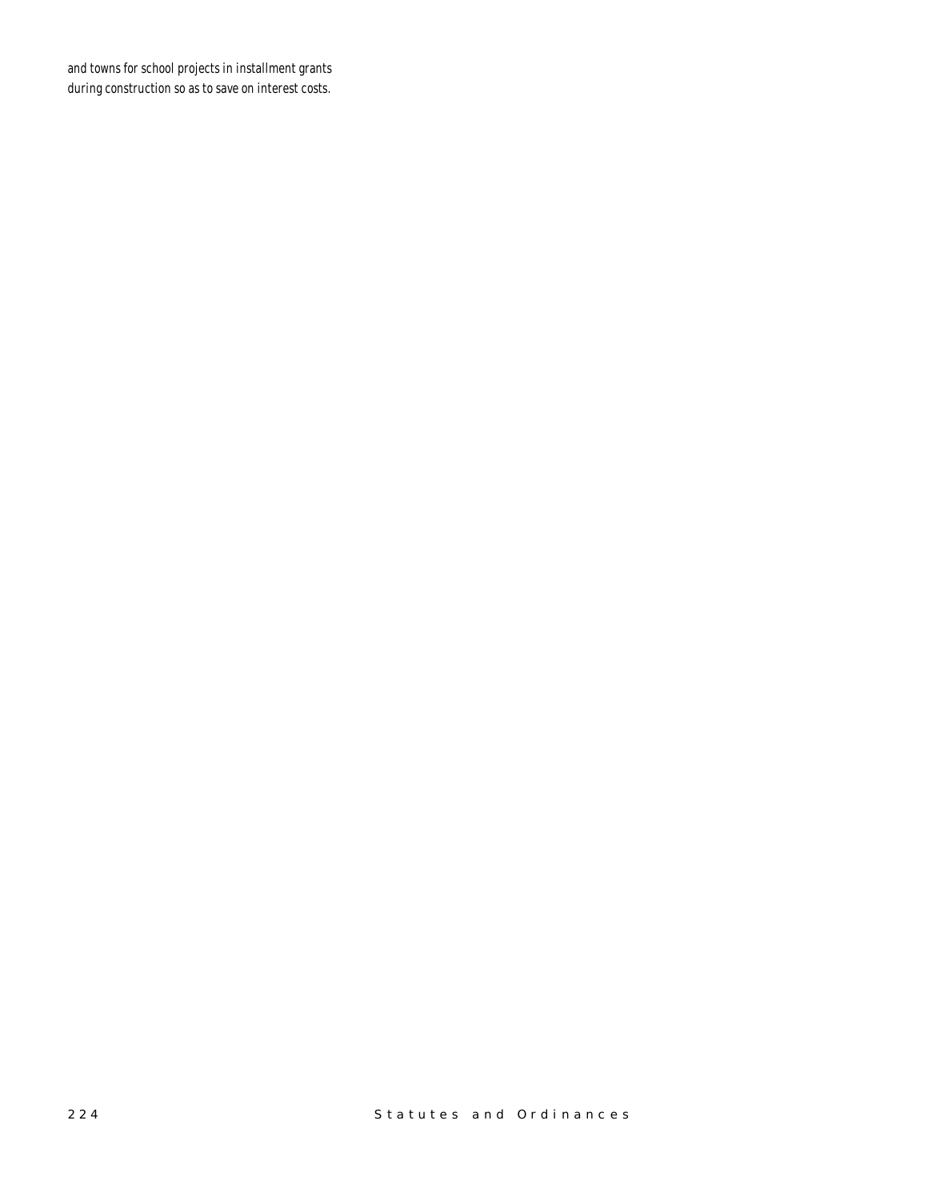and towns for school projects in installment grants during construction so as to save on interest costs.